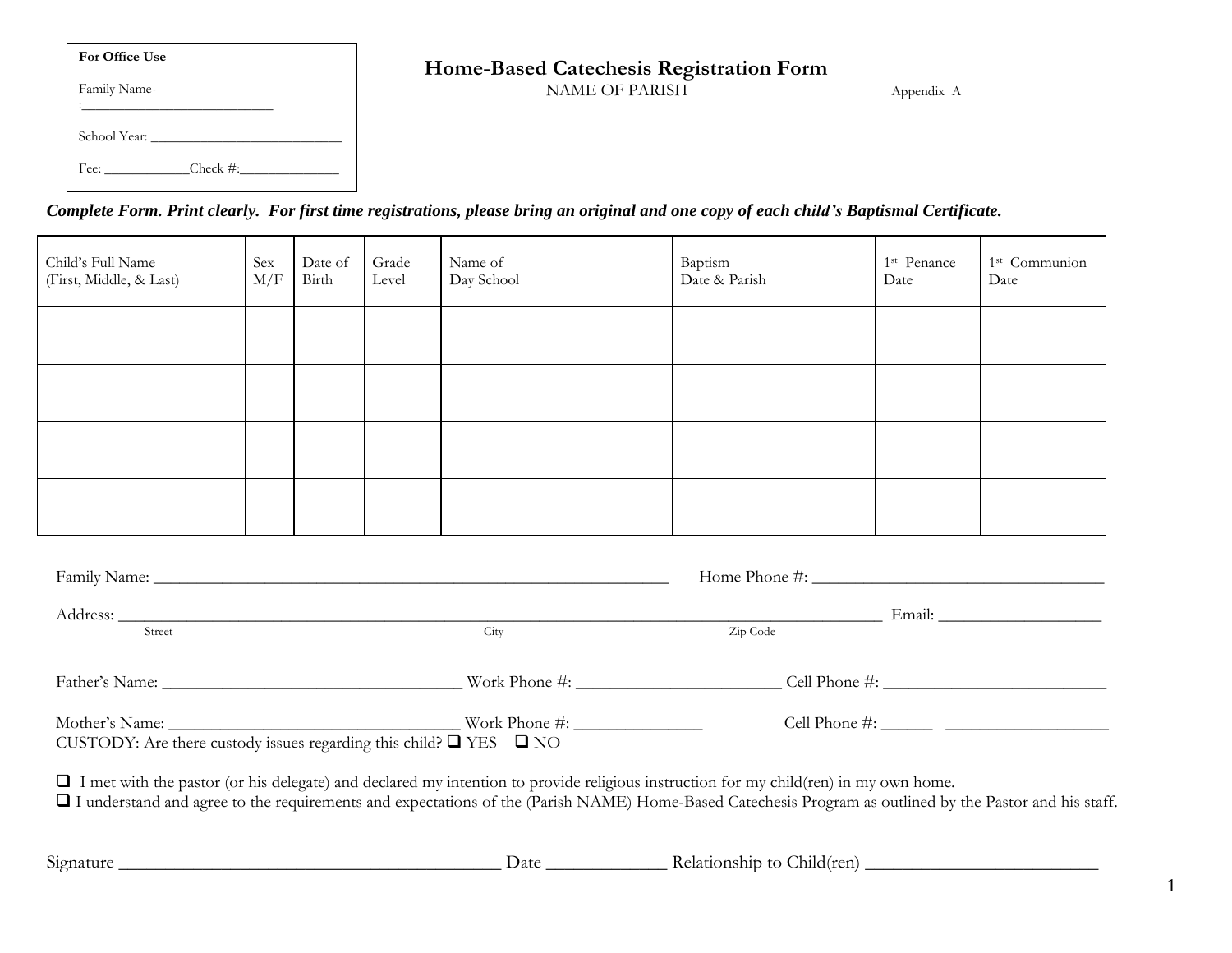**For Office Use**

Family Name-:___________________________

School Year: ____________________________

Fee: ____________Check #:______________

# Home-Based Catechesis Registration Form

NAME OF PARISH

Appendix A

***Complete Form. Print clearly. For first time registrations, please bring an original and one copy of each child's Baptismal Certificate.***

| Child's Full Name (First, Middle, & Last) | Sex M/F | Date of Birth | Grade Level | Name of Day School | Baptism Date & Parish | 1st Penance Date | 1st Communion Date |
|---|---|---|---|---|---|---|---|
| | | | | | | | |
| | | | | | | | |
| | | | | | | | |
| | | | | | | | |

Family Name: _______________________________________________________________ Home Phone #: __________________________________

Address: ______________________________________________________________________________________________ Email: ___________________
Street City Zip Code

Father's Name: ___________________________________ Work Phone #: ________________________ Cell Phone #: __________________________

Mother's Name: ___________________________________ Work Phone #: ________________________ Cell Phone #: __________________________

CUSTODY: Are there custody issues regarding this child? ❑ YES ❑ NO

❑ I met with the pastor (or his delegate) and declared my intention to provide religious instruction for my child(ren) in my own home.

❑ I understand and agree to the requirements and expectations of the (Parish NAME) Home-Based Catechesis Program as outlined by the Pastor and his staff.

Signature __________________________________________ Date _____________ Relationship to Child(ren) _________________________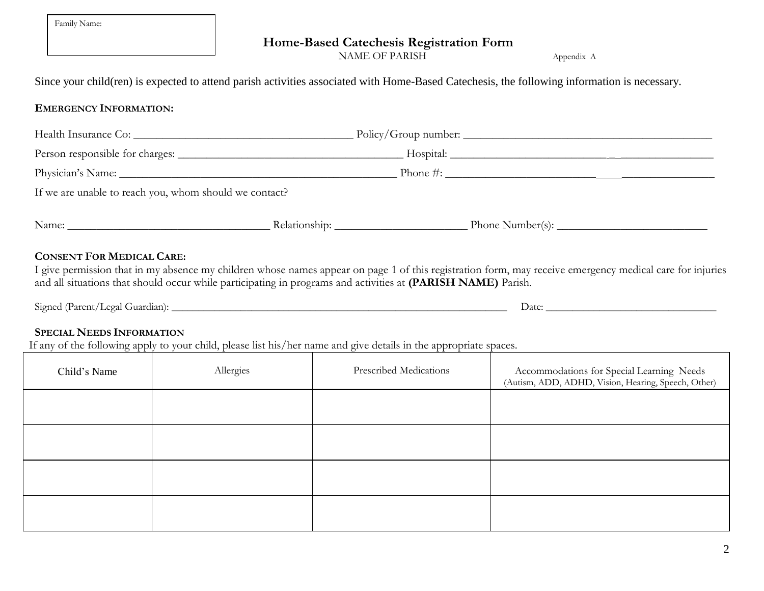Family Name:

# Home-Based Catechesis Registration Form

NAME OF PARISH

Appendix A

Since your child(ren) is expected to attend parish activities associated with Home-Based Catechesis, the following information is necessary.

## EMERGENCY INFORMATION:

Health Insurance Co: _______________________________________ Policy/Group number: ____________________________________________

Person responsible for charges: ________________________________________ Hospital: ______________________________________________

Physician's Name: _________________________________________________ Phone #: ____________________________________________

If we are unable to reach you, whom should we contact?

Name: ____________________________________ Relationship: ________________________ Phone Number(s): ___________________________

## CONSENT FOR MEDICAL CARE:

I give permission that in my absence my children whose names appear on page 1 of this registration form, may receive emergency medical care for injuries and all situations that should occur while participating in programs and activities at **(PARISH NAME)** Parish.

Signed (Parent/Legal Guardian): _________________________________________________________________ Date: ________________________________

## SPECIAL NEEDS INFORMATION

If any of the following apply to your child, please list his/her name and give details in the appropriate spaces.

| Child's Name | Allergies | Prescribed Medications | Accommodations for Special Learning Needs (Autism, ADD, ADHD, Vision, Hearing, Speech, Other) |
|---|---|---|---|
| | | | |
| | | | |
| | | | |
| | | | |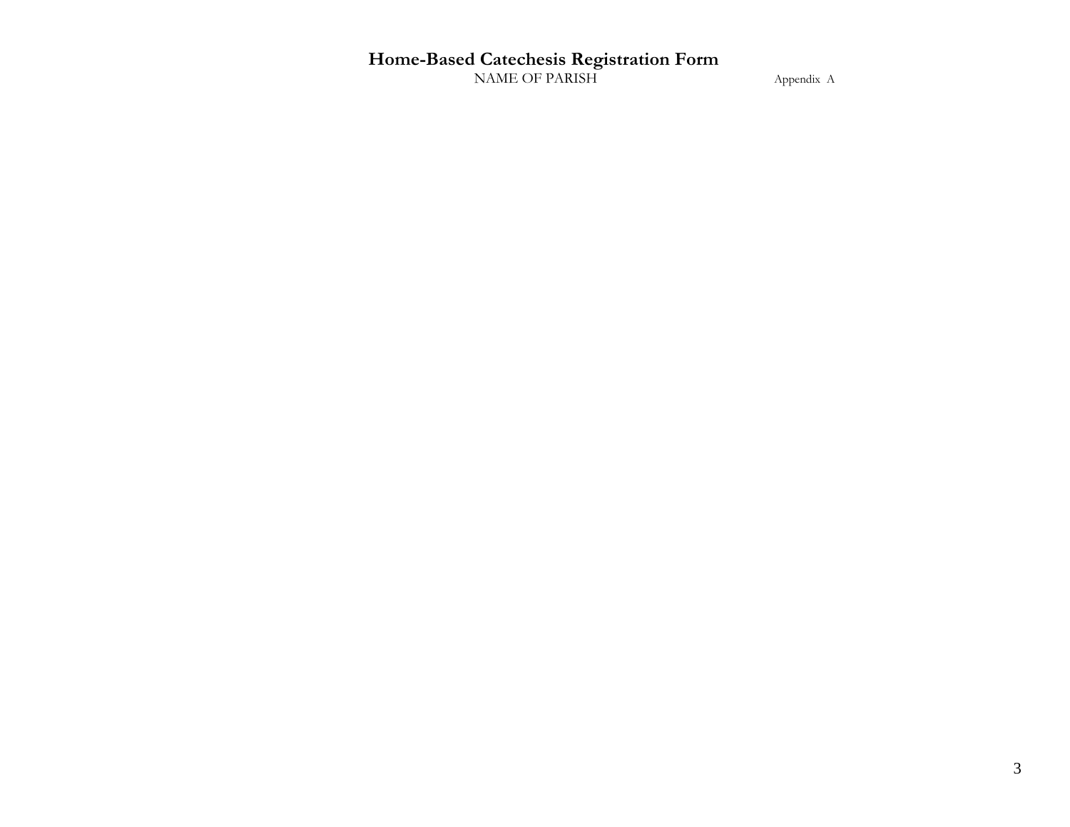# Home-Based Catechesis Registration Form

NAME OF PARISH

Appendix A